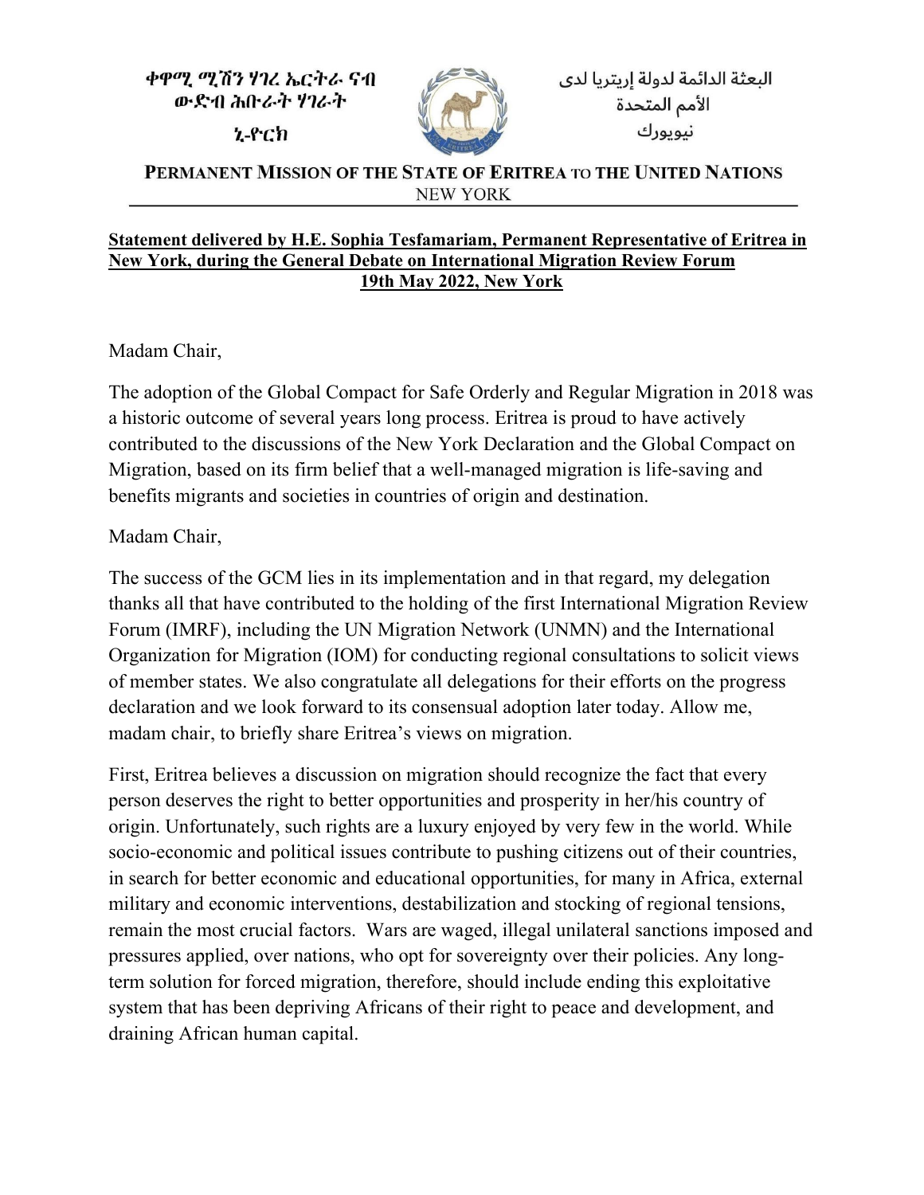ቀዋሚ ሚሽን ሃገረ ኤርትራ ናብ
ውድብ ሕቡራት ሃገራት
ኒ-ዮርክ

البعثة الدائمة لدولة إريتريا لدى
الأمم المتحدة
نيويورك

**PERMANENT MISSION OF THE STATE OF ERITREA TO THE UNITED NATIONS**
NEW YORK

**Statement delivered by H.E. Sophia Tesfamariam, Permanent Representative of Eritrea in New York, during the General Debate on International Migration Review Forum**
**19th May 2022, New York**

Madam Chair,

The adoption of the Global Compact for Safe Orderly and Regular Migration in 2018 was a historic outcome of several years long process. Eritrea is proud to have actively contributed to the discussions of the New York Declaration and the Global Compact on Migration, based on its firm belief that a well-managed migration is life-saving and benefits migrants and societies in countries of origin and destination.

Madam Chair,

The success of the GCM lies in its implementation and in that regard, my delegation thanks all that have contributed to the holding of the first International Migration Review Forum (IMRF), including the UN Migration Network (UNMN) and the International Organization for Migration (IOM) for conducting regional consultations to solicit views of member states. We also congratulate all delegations for their efforts on the progress declaration and we look forward to its consensual adoption later today. Allow me, madam chair, to briefly share Eritrea's views on migration.

First, Eritrea believes a discussion on migration should recognize the fact that every person deserves the right to better opportunities and prosperity in her/his country of origin. Unfortunately, such rights are a luxury enjoyed by very few in the world. While socio-economic and political issues contribute to pushing citizens out of their countries, in search for better economic and educational opportunities, for many in Africa, external military and economic interventions, destabilization and stocking of regional tensions, remain the most crucial factors. Wars are waged, illegal unilateral sanctions imposed and pressures applied, over nations, who opt for sovereignty over their policies. Any long-term solution for forced migration, therefore, should include ending this exploitative system that has been depriving Africans of their right to peace and development, and draining African human capital.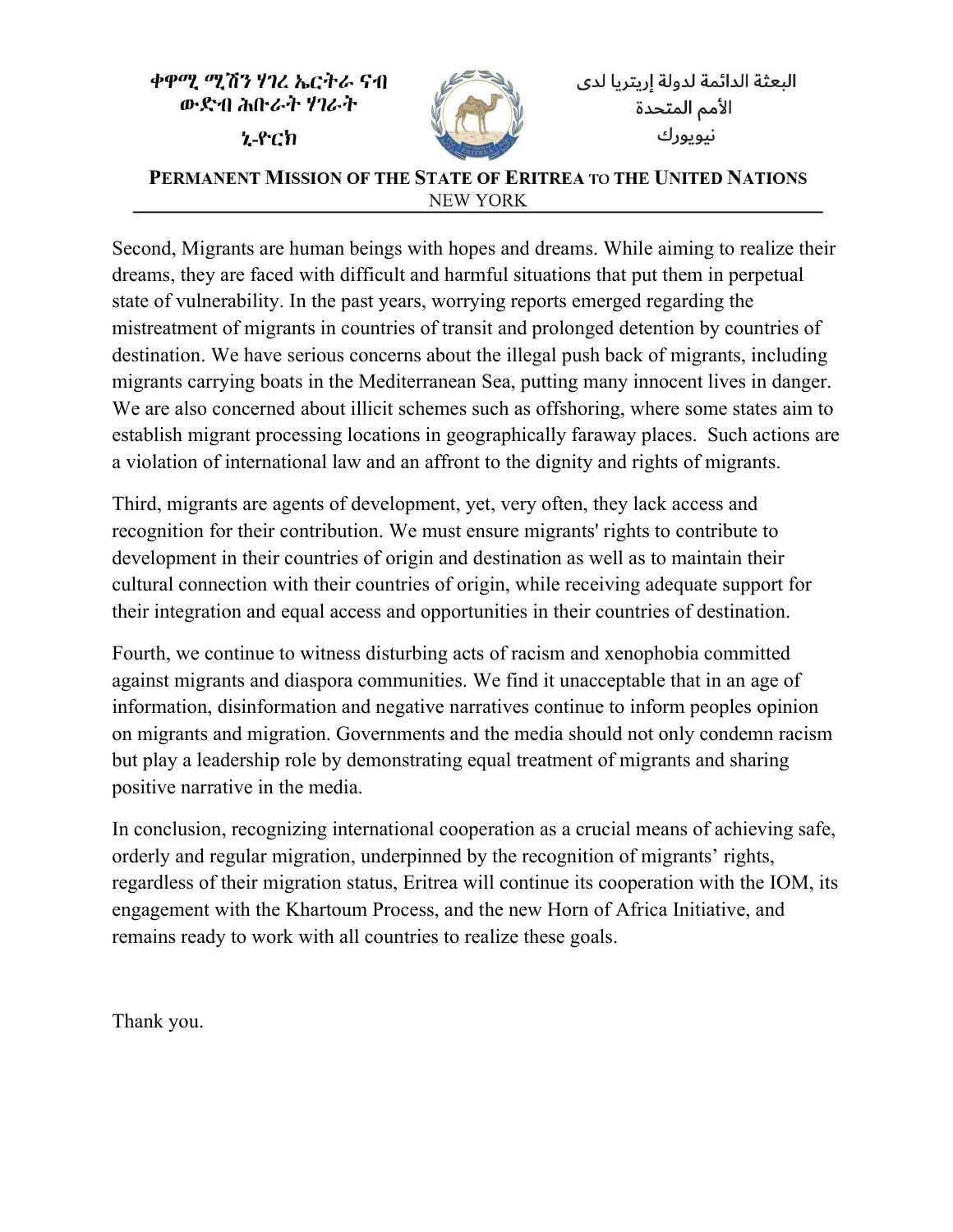ቀዋሚ ሚሽን ሃገረ ኤርትራ ናብ ውድብ ሕቡራት ሃገራት

ኒ-ዮርክ

البعثة الدائمة لدولة إريتريا لدى الأمم المتحدة

نيويورك

**PERMANENT MISSION OF THE STATE OF ERITREA TO THE UNITED NATIONS**
NEW YORK

Second, Migrants are human beings with hopes and dreams. While aiming to realize their dreams, they are faced with difficult and harmful situations that put them in perpetual state of vulnerability. In the past years, worrying reports emerged regarding the mistreatment of migrants in countries of transit and prolonged detention by countries of destination. We have serious concerns about the illegal push back of migrants, including migrants carrying boats in the Mediterranean Sea, putting many innocent lives in danger. We are also concerned about illicit schemes such as offshoring, where some states aim to establish migrant processing locations in geographically faraway places. Such actions are a violation of international law and an affront to the dignity and rights of migrants.

Third, migrants are agents of development, yet, very often, they lack access and recognition for their contribution. We must ensure migrants' rights to contribute to development in their countries of origin and destination as well as to maintain their cultural connection with their countries of origin, while receiving adequate support for their integration and equal access and opportunities in their countries of destination.

Fourth, we continue to witness disturbing acts of racism and xenophobia committed against migrants and diaspora communities. We find it unacceptable that in an age of information, disinformation and negative narratives continue to inform peoples opinion on migrants and migration. Governments and the media should not only condemn racism but play a leadership role by demonstrating equal treatment of migrants and sharing positive narrative in the media.

In conclusion, recognizing international cooperation as a crucial means of achieving safe, orderly and regular migration, underpinned by the recognition of migrants' rights, regardless of their migration status, Eritrea will continue its cooperation with the IOM, its engagement with the Khartoum Process, and the new Horn of Africa Initiative, and remains ready to work with all countries to realize these goals.

Thank you.